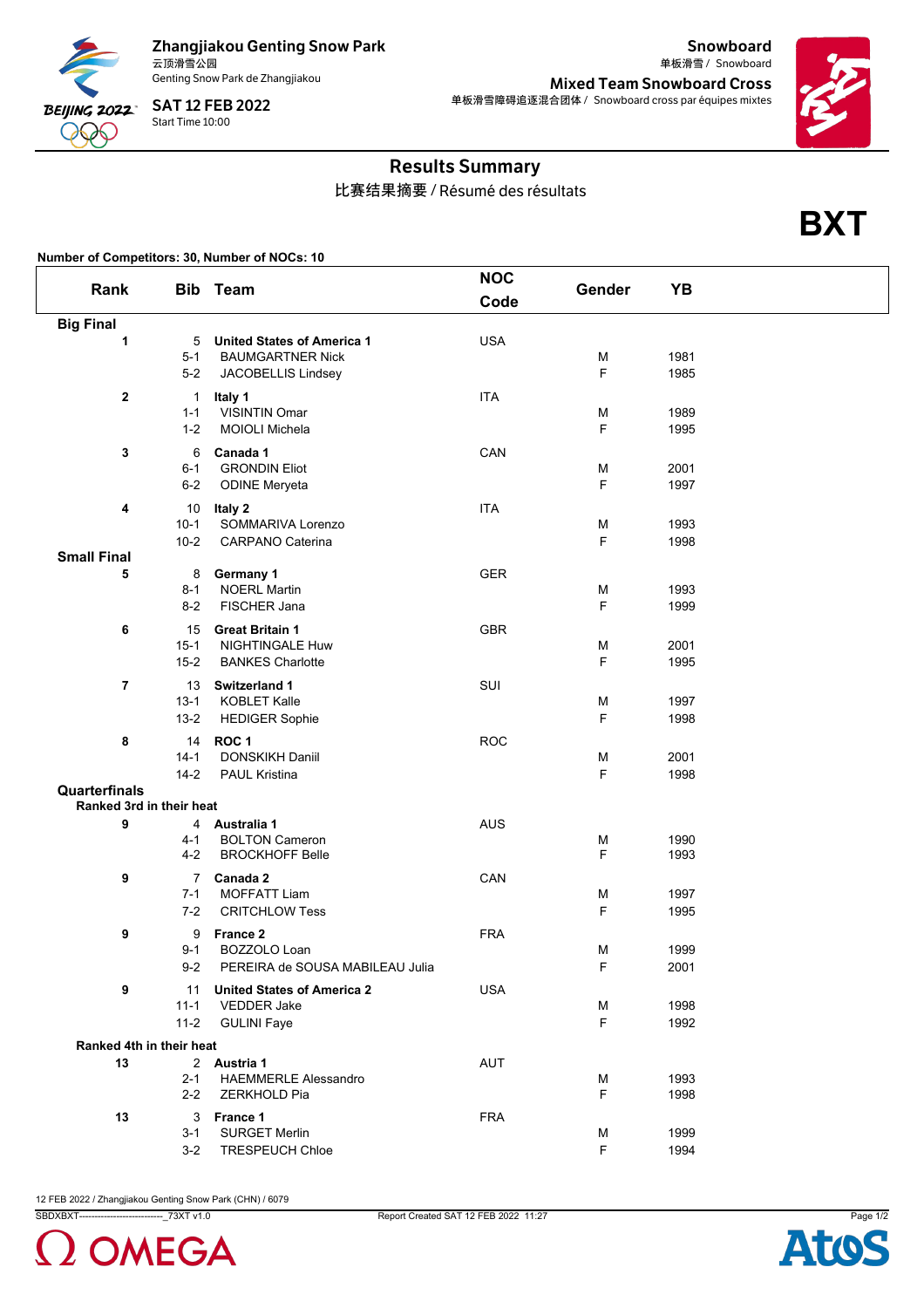**Zhangjiakou Genting Snow Park**
云顶滑雪公园
Genting Snow Park de Zhangjiakou

**SAT 12 FEB 2022**
Start Time 10:00

**Snowboard**
单板滑雪 / Snowboard

**Mixed Team Snowboard Cross**
单板滑雪障碍追逐混合团体 / Snowboard cross par équipes mixtes

# Results Summary

比赛结果摘要 / Résumé des résultats

**BXT**

**Number of Competitors: 30, Number of NOCs: 10**

| Rank | Bib | Team | NOC Code | Gender | YB |
|---|---|---|---|---|---|
| **Big Final** | | | | | |
| **1** | 5 | **United States of America 1** | USA | | |
| | 5-1 | BAUMGARTNER Nick | | M | 1981 |
| | 5-2 | JACOBELLIS Lindsey | | F | 1985 |
| **2** | 1 | **Italy 1** | ITA | | |
| | 1-1 | VISINTIN Omar | | M | 1989 |
| | 1-2 | MOIOLI Michela | | F | 1995 |
| **3** | 6 | **Canada 1** | CAN | | |
| | 6-1 | GRONDIN Eliot | | M | 2001 |
| | 6-2 | ODINE Meryeta | | F | 1997 |
| **4** | 10 | **Italy 2** | ITA | | |
| | 10-1 | SOMMARIVA Lorenzo | | M | 1993 |
| | 10-2 | CARPANO Caterina | | F | 1998 |
| **Small Final** | | | | | |
| **5** | 8 | **Germany 1** | GER | | |
| | 8-1 | NOERL Martin | | M | 1993 |
| | 8-2 | FISCHER Jana | | F | 1999 |
| **6** | 15 | **Great Britain 1** | GBR | | |
| | 15-1 | NIGHTINGALE Huw | | M | 2001 |
| | 15-2 | BANKES Charlotte | | F | 1995 |
| **7** | 13 | **Switzerland 1** | SUI | | |
| | 13-1 | KOBLET Kalle | | M | 1997 |
| | 13-2 | HEDIGER Sophie | | F | 1998 |
| **8** | 14 | **ROC 1** | ROC | | |
| | 14-1 | DONSKIKH Daniil | | M | 2001 |
| | 14-2 | PAUL Kristina | | F | 1998 |
| **Quarterfinals** | | | | | |
| **Ranked 3rd in their heat** | | | | | |
| **9** | 4 | **Australia 1** | AUS | | |
| | 4-1 | BOLTON Cameron | | M | 1990 |
| | 4-2 | BROCKHOFF Belle | | F | 1993 |
| **9** | 7 | **Canada 2** | CAN | | |
| | 7-1 | MOFFATT Liam | | M | 1997 |
| | 7-2 | CRITCHLOW Tess | | F | 1995 |
| **9** | 9 | **France 2** | FRA | | |
| | 9-1 | BOZZOLO Loan | | M | 1999 |
| | 9-2 | PEREIRA de SOUSA MABILEAU Julia | | F | 2001 |
| **9** | 11 | **United States of America 2** | USA | | |
| | 11-1 | VEDDER Jake | | M | 1998 |
| | 11-2 | GULINI Faye | | F | 1992 |
| **Ranked 4th in their heat** | | | | | |
| **13** | 2 | **Austria 1** | AUT | | |
| | 2-1 | HAEMMERLE Alessandro | | M | 1993 |
| | 2-2 | ZERKHOLD Pia | | F | 1998 |
| **13** | 3 | **France 1** | FRA | | |
| | 3-1 | SURGET Merlin | | M | 1999 |
| | 3-2 | TRESPEUCH Chloe | | F | 1994 |

12 FEB 2022 / Zhangjiakou Genting Snow Park (CHN) / 6079

SBDXBXT---------------------------_73XT v1.0 Report Created SAT 12 FEB 2022 11:27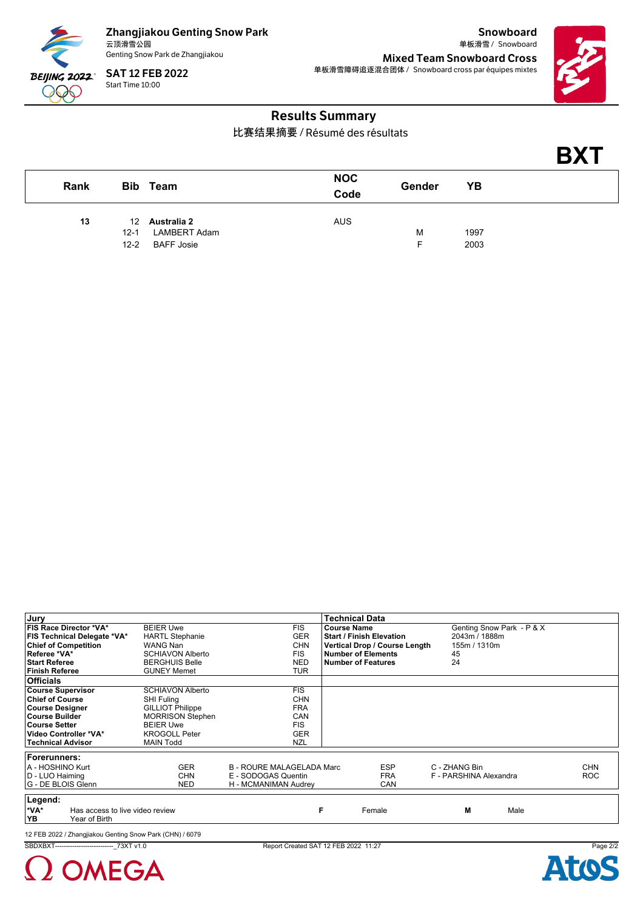Zhangjiakou Genting Snow Park
云顶滑雪公园
Genting Snow Park de Zhangjiakou

SAT 12 FEB 2022
Start Time 10:00

Snowboard
单板滑雪 / Snowboard

Mixed Team Snowboard Cross
单板滑雪障碍追逐混合团体 / Snowboard cross par équipes mixtes

# Results Summary

比赛结果摘要 / Résumé des résultats

**BXT**

| Rank | Bib | Team | NOC Code | Gender | YB |
|---|---|---|---|---|---|
| 13 | 12 | **Australia 2** | AUS | | |
| | 12-1 | LAMBERT Adam | | M | 1997 |
| | 12-2 | BAFF Josie | | F | 2003 |

| Jury | | |
|---|---|---|
| **FIS Race Director *VA*** | BEIER Uwe | FIS |
| **FIS Technical Delegate *VA*** | HARTL Stephanie | GER |
| **Chief of Competition** | WANG Nan | CHN |
| **Referee *VA*** | SCHIAVON Alberto | FIS |
| **Start Referee** | BERGHUIS Belle | NED |
| **Finish Referee** | GUNEY Memet | TUR |
| **Officials** | | |
| **Course Supervisor** | SCHIAVON Alberto | FIS |
| **Chief of Course** | SHI Fuling | CHN |
| **Course Designer** | GILLIOT Philippe | FRA |
| **Course Builder** | MORRISON Stephen | CAN |
| **Course Setter** | BEIER Uwe | FIS |
| **Video Controller *VA*** | KROGOLL Peter | GER |
| **Technical Advisor** | MAIN Todd | NZL |

| Technical Data | |
|---|---|
| **Course Name** | Genting Snow Park - P & X |
| **Start / Finish Elevation** | 2043m / 1888m |
| **Vertical Drop / Course Length** | 155m / 1310m |
| **Number of Elements** | 45 |
| **Number of Features** | 24 |

**Forerunners:**

| | | | | | |
|---|---|---|---|---|---|
| A - HOSHINO Kurt | GER | B - ROURE MALAGELADA Marc | ESP | C - ZHANG Bin | CHN |
| D - LUO Haiming | CHN | E - SODOGAS Quentin | FRA | F - PARSHINA Alexandra | ROC |
| G - DE BLOIS Glenn | NED | H - MCMANIMAN Audrey | CAN | | |

**Legend:**

| | | | | | |
|---|---|---|---|---|---|
| *VA* | Has access to live video review | F | Female | M | Male |
| YB | Year of Birth | | | | |

12 FEB 2022 / Zhangjiakou Genting Snow Park (CHN) / 6079

SBDXBXT----------------------------_73XT v1.0 Report Created SAT 12 FEB 2022 11:27